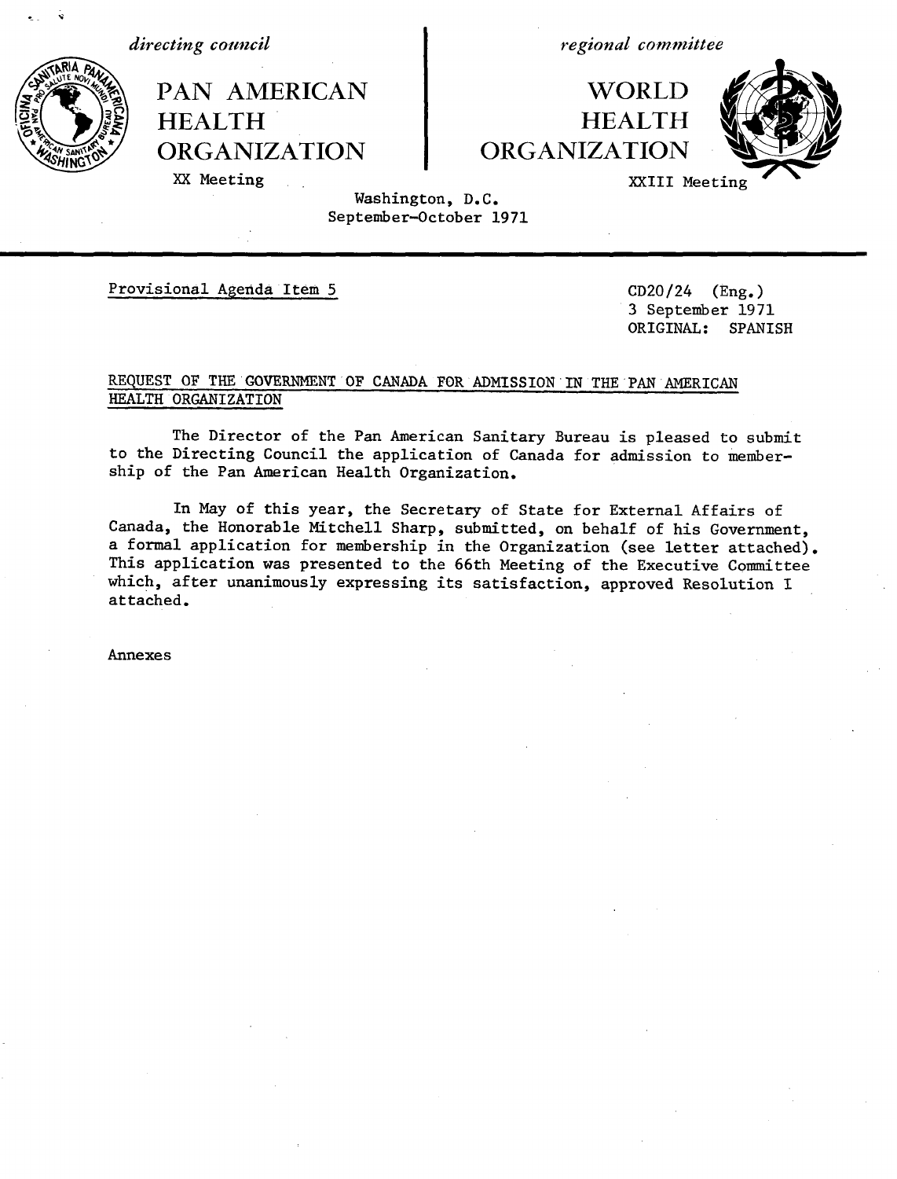*directing council*

PAN AMERICAN HEALTH ORGANIZATION

XX Meeting

*regional committee*

WORLD HEALTH ORGANIZATION

XXIII Meeting

Washington, D.C.
September-October 1971

Provisional Agenda Item 5

CD20/24 (Eng.)
3 September 1971
ORIGINAL: SPANISH

REQUEST OF THE GOVERNMENT OF CANADA FOR ADMISSION IN THE PAN AMERICAN HEALTH ORGANIZATION

The Director of the Pan American Sanitary Bureau is pleased to submit to the Directing Council the application of Canada for admission to membership of the Pan American Health Organization.

In May of this year, the Secretary of State for External Affairs of Canada, the Honorable Mitchell Sharp, submitted, on behalf of his Government, a formal application for membership in the Organization (see letter attached). This application was presented to the 66th Meeting of the Executive Committee which, after unanimously expressing its satisfaction, approved Resolution I attached.

Annexes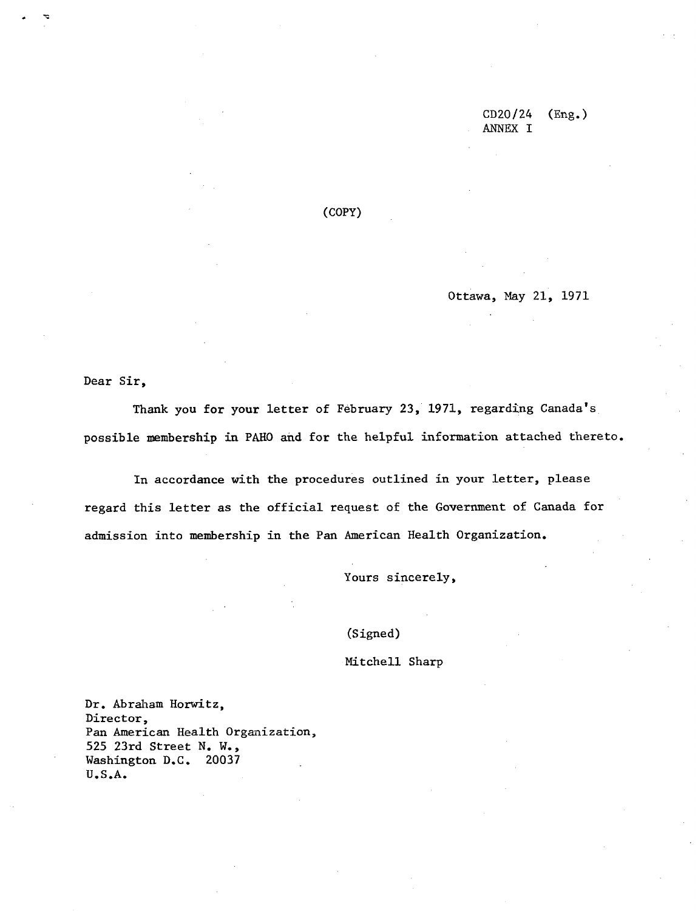CD20/24 (Eng.)
ANNEX I

(COPY)

Ottawa, May 21, 1971

Dear Sir,

Thank you for your letter of February 23, 1971, regarding Canada's possible membership in PAHO and for the helpful information attached thereto.

In accordance with the procedures outlined in your letter, please regard this letter as the official request of the Government of Canada for admission into membership in the Pan American Health Organization.

Yours sincerely,

(Signed)

Mitchell Sharp

Dr. Abraham Horwitz,
Director,
Pan American Health Organization,
525 23rd Street N. W.,
Washington D.C. 20037
U.S.A.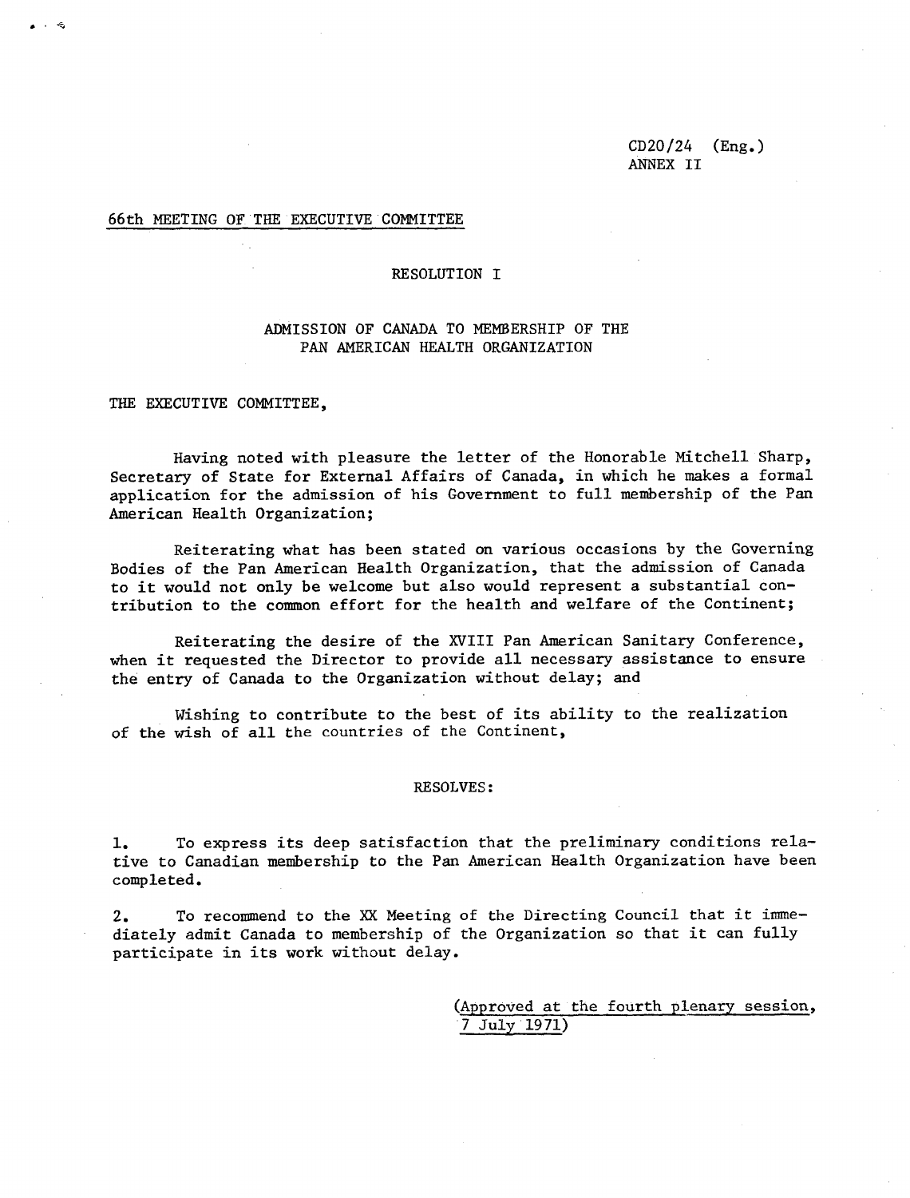CD20/24 (Eng.)
ANNEX II

66th MEETING OF THE EXECUTIVE COMMITTEE

RESOLUTION I

## ADMISSION OF CANADA TO MEMBERSHIP OF THE PAN AMERICAN HEALTH ORGANIZATION

THE EXECUTIVE COMMITTEE,

Having noted with pleasure the letter of the Honorable Mitchell Sharp, Secretary of State for External Affairs of Canada, in which he makes a formal application for the admission of his Government to full membership of the Pan American Health Organization;

Reiterating what has been stated on various occasions by the Governing Bodies of the Pan American Health Organization, that the admission of Canada to it would not only be welcome but also would represent a substantial contribution to the common effort for the health and welfare of the Continent;

Reiterating the desire of the XVIII Pan American Sanitary Conference, when it requested the Director to provide all necessary assistance to ensure the entry of Canada to the Organization without delay; and

Wishing to contribute to the best of its ability to the realization of the wish of all the countries of the Continent,

RESOLVES:

1. To express its deep satisfaction that the preliminary conditions relative to Canadian membership to the Pan American Health Organization have been completed.

2. To recommend to the XX Meeting of the Directing Council that it immediately admit Canada to membership of the Organization so that it can fully participate in its work without delay.

(Approved at the fourth plenary session, 7 July 1971)